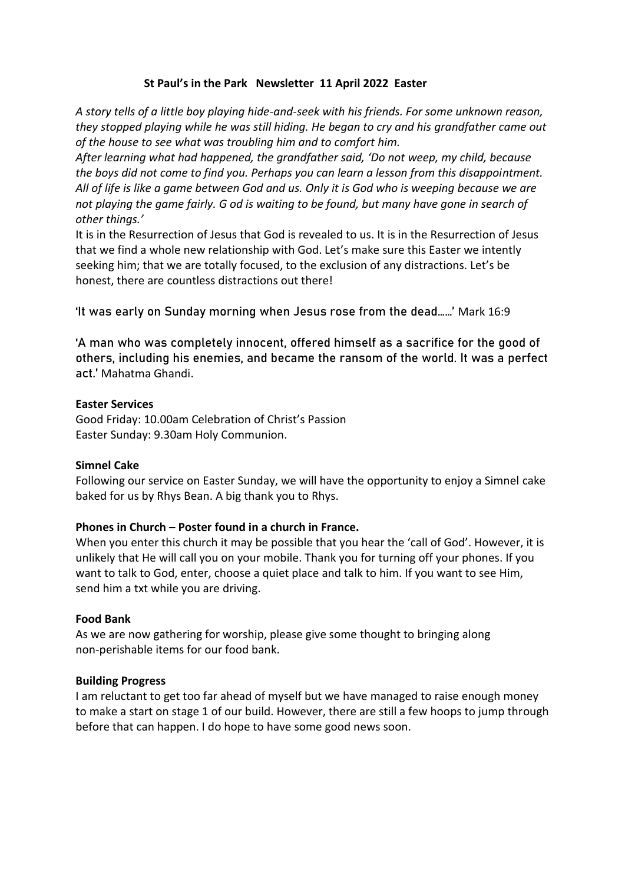**St Paul's in the Park Newsletter 11 April 2022 Easter**

*A story tells of a little boy playing hide-and-seek with his friends. For some unknown reason, they stopped playing while he was still hiding. He began to cry and his grandfather came out of the house to see what was troubling him and to comfort him.*

*After learning what had happened, the grandfather said, 'Do not weep, my child, because the boys did not come to find you. Perhaps you can learn a lesson from this disappointment. All of life is like a game between God and us. Only it is God who is weeping because we are not playing the game fairly. G od is waiting to be found, but many have gone in search of other things.'*

It is in the Resurrection of Jesus that God is revealed to us. It is in the Resurrection of Jesus that we find a whole new relationship with God. Let's make sure this Easter we intently seeking him; that we are totally focused, to the exclusion of any distractions. Let's be honest, there are countless distractions out there!

'It was early on Sunday morning when Jesus rose from the dead……' Mark 16:9

'A man who was completely innocent, offered himself as a sacrifice for the good of others, including his enemies, and became the ransom of the world. It was a perfect act.' Mahatma Ghandi.

**Easter Services**

Good Friday: 10.00am Celebration of Christ's Passion
Easter Sunday: 9.30am Holy Communion.

**Simnel Cake**

Following our service on Easter Sunday, we will have the opportunity to enjoy a Simnel cake baked for us by Rhys Bean. A big thank you to Rhys.

**Phones in Church – Poster found in a church in France.**

When you enter this church it may be possible that you hear the 'call of God'. However, it is unlikely that He will call you on your mobile. Thank you for turning off your phones. If you want to talk to God, enter, choose a quiet place and talk to him. If you want to see Him, send him a txt while you are driving.

**Food Bank**

As we are now gathering for worship, please give some thought to bringing along non-perishable items for our food bank.

**Building Progress**

I am reluctant to get too far ahead of myself but we have managed to raise enough money to make a start on stage 1 of our build. However, there are still a few hoops to jump through before that can happen. I do hope to have some good news soon.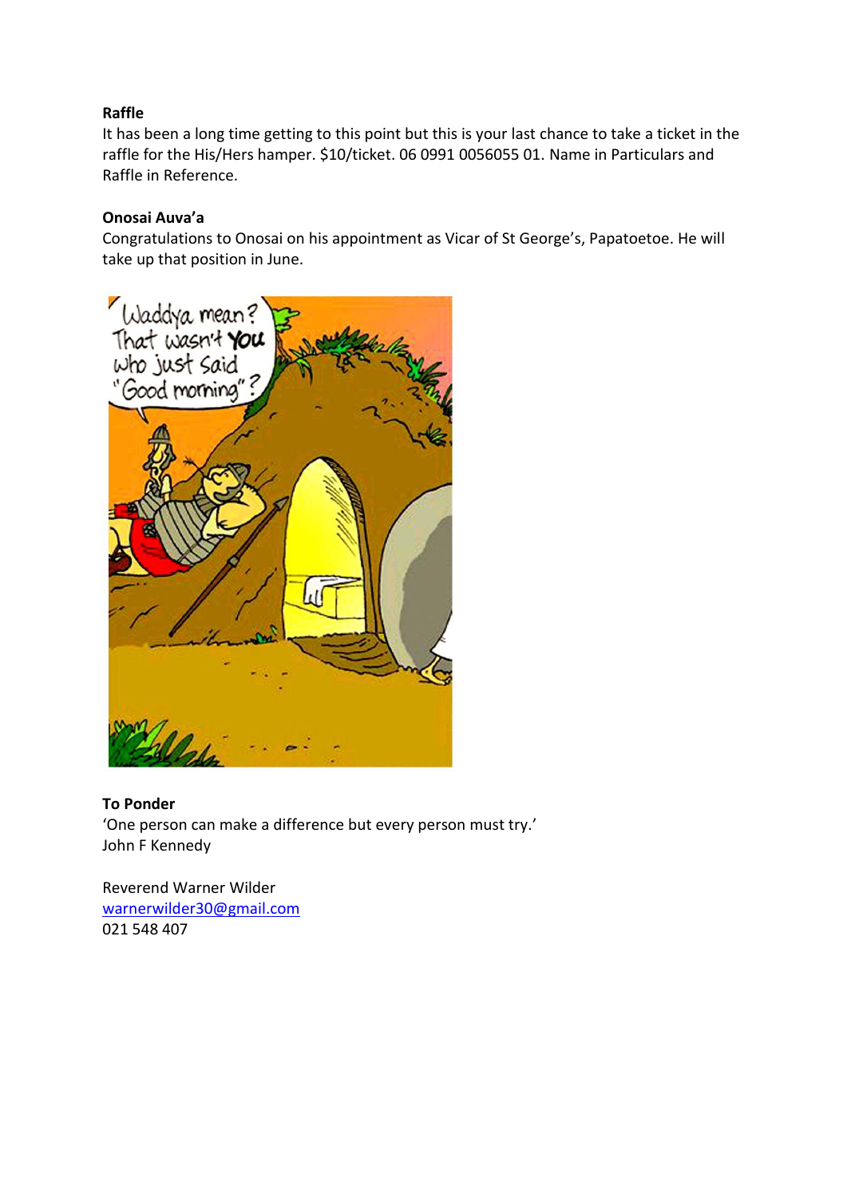**Raffle**

It has been a long time getting to this point but this is your last chance to take a ticket in the raffle for the His/Hers hamper. $10/ticket. 06 0991 0056055 01. Name in Particulars and Raffle in Reference.

**Onosai Auva'a**

Congratulations to Onosai on his appointment as Vicar of St George's, Papatoetoe. He will take up that position in June.

**To Ponder**

'One person can make a difference but every person must try.'
John F Kennedy

Reverend Warner Wilder
warnerwilder30@gmail.com
021 548 407